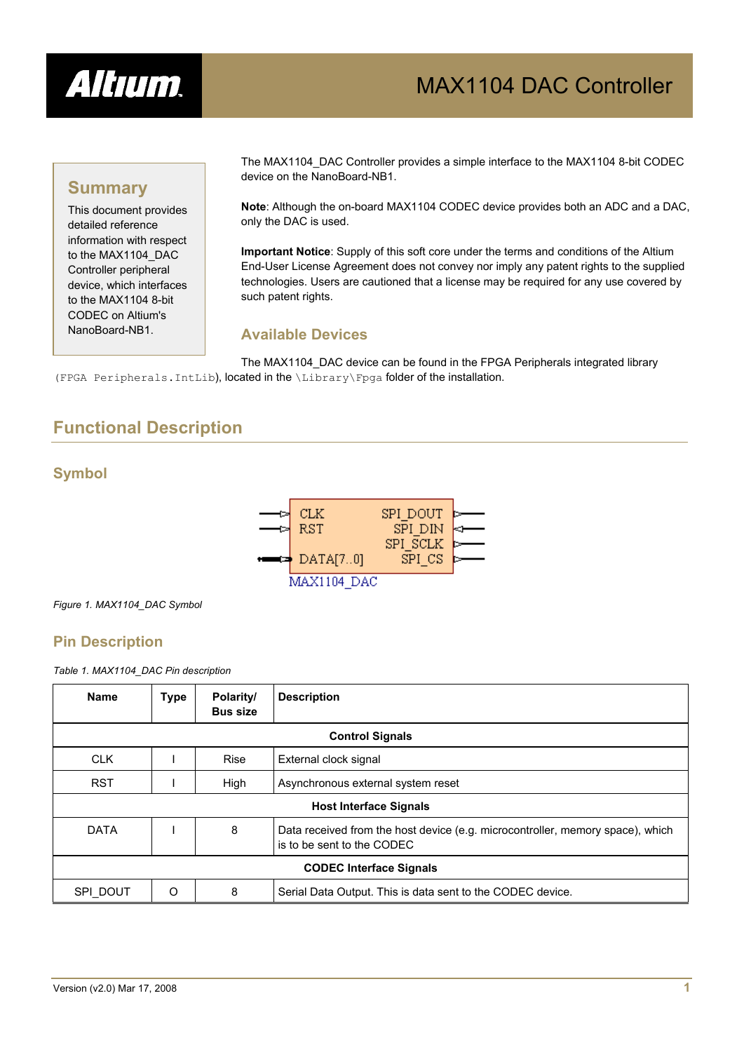# MAX1104 DAC Controller

## Summary

This document provides detailed reference information with respect to the MAX1104_DAC Controller peripheral device, which interfaces to the MAX1104 8-bit CODEC on Altium's NanoBoard-NB1.

The MAX1104_DAC Controller provides a simple interface to the MAX1104 8-bit CODEC device on the NanoBoard-NB1.

**Note**: Although the on-board MAX1104 CODEC device provides both an ADC and a DAC, only the DAC is used.

**Important Notice**: Supply of this soft core under the terms and conditions of the Altium End-User License Agreement does not convey nor imply any patent rights to the supplied technologies. Users are cautioned that a license may be required for any use covered by such patent rights.

## Available Devices

The MAX1104_DAC device can be found in the FPGA Peripherals integrated library (`FPGA Peripherals.IntLib`), located in the `\Library\Fpga` folder of the installation.

# Functional Description

## Symbol

```
     CLK              SPI_DOUT
     RST               SPI_DIN
                      SPI_SCLK
     DATA[7..0]         SPI_CS
     MAX1104_DAC
```

*Figure 1. MAX1104_DAC Symbol*

## Pin Description

*Table 1. MAX1104_DAC Pin description*

| Name | Type | Polarity/ Bus size | Description |
|---|---|---|---|
| **Control Signals** | | | |
| CLK | I | Rise | External clock signal |
| RST | I | High | Asynchronous external system reset |
| **Host Interface Signals** | | | |
| DATA | I | 8 | Data received from the host device (e.g. microcontroller, memory space), which is to be sent to the CODEC |
| **CODEC Interface Signals** | | | |
| SPI_DOUT | O | 8 | Serial Data Output. This is data sent to the CODEC device. |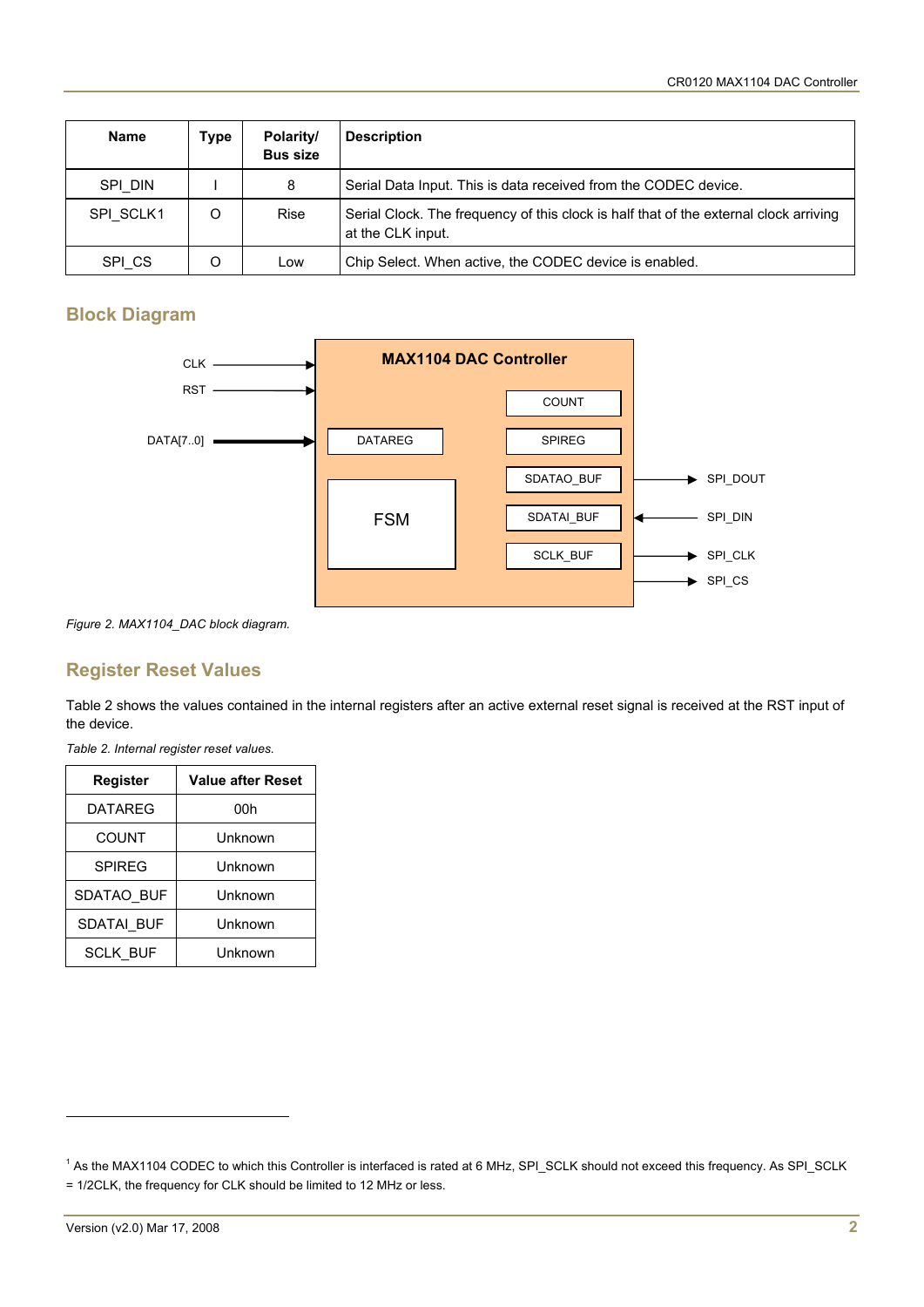| Name | Type | Polarity/ Bus size | Description |
|---|---|---|---|
| SPI_DIN | I | 8 | Serial Data Input. This is data received from the CODEC device. |
| SPI_SCLK[1] | O | Rise | Serial Clock. The frequency of this clock is half that of the external clock arriving at the CLK input. |
| SPI_CS | O | Low | Chip Select. When active, the CODEC device is enabled. |

## Block Diagram

MAX1104 DAC Controller

CLK, RST, DATA[7..0], DATAREG, FSM, COUNT, SPIREG, SDATAO_BUF, SDATAI_BUF, SCLK_BUF, SPI_DOUT, SPI_DIN, SPI_CLK, SPI_CS

*Figure 2. MAX1104_DAC block diagram.*

## Register Reset Values

Table 2 shows the values contained in the internal registers after an active external reset signal is received at the RST input of the device.

*Table 2. Internal register reset values.*

| Register | Value after Reset |
|---|---|
| DATAREG | 00h |
| COUNT | Unknown |
| SPIREG | Unknown |
| SDATAO_BUF | Unknown |
| SDATAI_BUF | Unknown |
| SCLK_BUF | Unknown |

[1] As the MAX1104 CODEC to which this Controller is interfaced is rated at 6 MHz, SPI_SCLK should not exceed this frequency. As SPI_SCLK = 1/2CLK, the frequency for CLK should be limited to 12 MHz or less.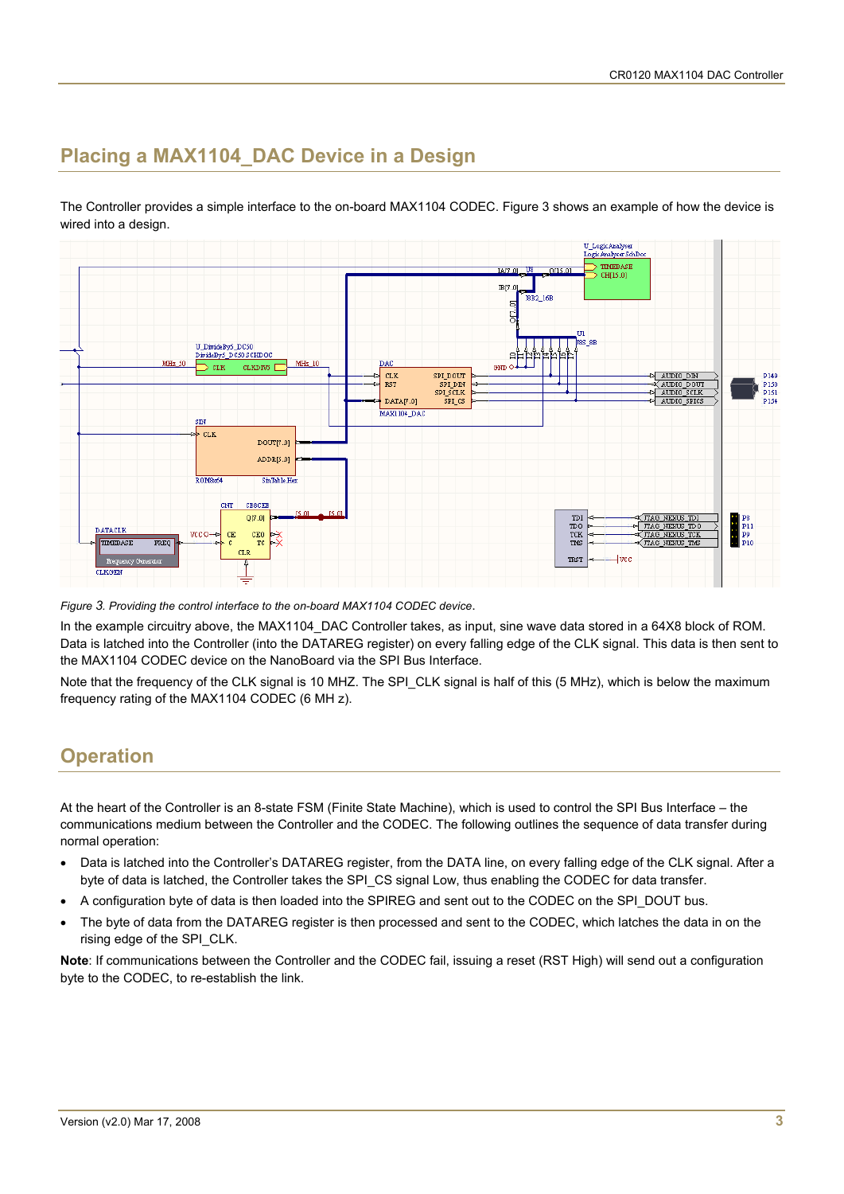## Placing a MAX1104_DAC Device in a Design

The Controller provides a simple interface to the on-board MAX1104 CODEC. Figure 3 shows an example of how the device is wired into a design.

*Figure 3. Providing the control interface to the on-board MAX1104 CODEC device.*

In the example circuitry above, the MAX1104_DAC Controller takes, as input, sine wave data stored in a 64X8 block of ROM. Data is latched into the Controller (into the DATAREG register) on every falling edge of the CLK signal. This data is then sent to the MAX1104 CODEC device on the NanoBoard via the SPI Bus Interface.

Note that the frequency of the CLK signal is 10 MHZ. The SPI_CLK signal is half of this (5 MHz), which is below the maximum frequency rating of the MAX1104 CODEC (6 MH z).

## Operation

At the heart of the Controller is an 8-state FSM (Finite State Machine), which is used to control the SPI Bus Interface – the communications medium between the Controller and the CODEC. The following outlines the sequence of data transfer during normal operation:

- Data is latched into the Controller's DATAREG register, from the DATA line, on every falling edge of the CLK signal. After a byte of data is latched, the Controller takes the SPI_CS signal Low, thus enabling the CODEC for data transfer.
- A configuration byte of data is then loaded into the SPIREG and sent out to the CODEC on the SPI_DOUT bus.
- The byte of data from the DATAREG register is then processed and sent to the CODEC, which latches the data in on the rising edge of the SPI_CLK.

**Note**: If communications between the Controller and the CODEC fail, issuing a reset (RST High) will send out a configuration byte to the CODEC, to re-establish the link.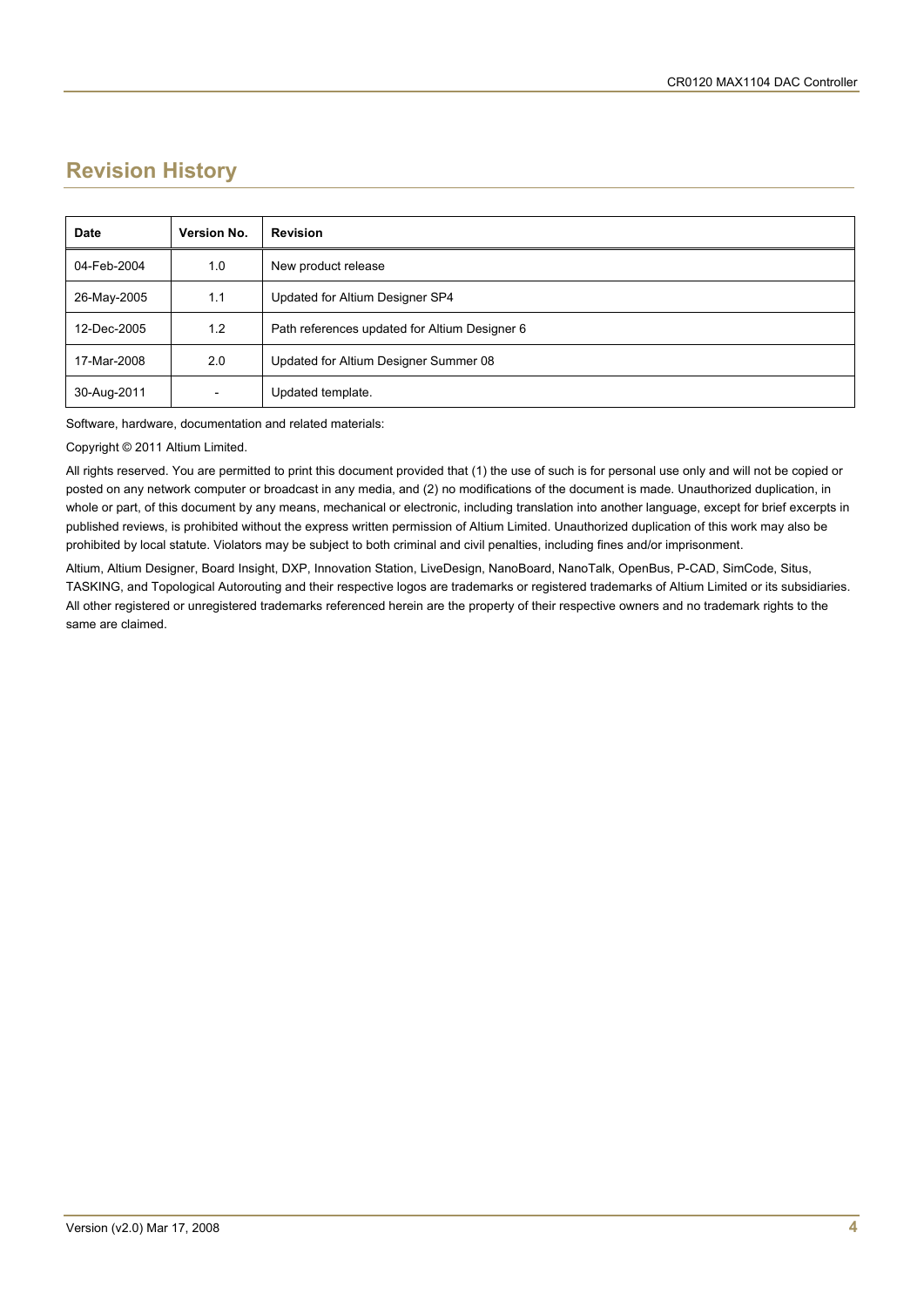## Revision History

| Date | Version No. | Revision |
| --- | --- | --- |
| 04-Feb-2004 | 1.0 | New product release |
| 26-May-2005 | 1.1 | Updated for Altium Designer SP4 |
| 12-Dec-2005 | 1.2 | Path references updated for Altium Designer 6 |
| 17-Mar-2008 | 2.0 | Updated for Altium Designer Summer 08 |
| 30-Aug-2011 | - | Updated template. |

Software, hardware, documentation and related materials:

Copyright © 2011 Altium Limited.

All rights reserved. You are permitted to print this document provided that (1) the use of such is for personal use only and will not be copied or posted on any network computer or broadcast in any media, and (2) no modifications of the document is made. Unauthorized duplication, in whole or part, of this document by any means, mechanical or electronic, including translation into another language, except for brief excerpts in published reviews, is prohibited without the express written permission of Altium Limited. Unauthorized duplication of this work may also be prohibited by local statute. Violators may be subject to both criminal and civil penalties, including fines and/or imprisonment.

Altium, Altium Designer, Board Insight, DXP, Innovation Station, LiveDesign, NanoBoard, NanoTalk, OpenBus, P-CAD, SimCode, Situs, TASKING, and Topological Autorouting and their respective logos are trademarks or registered trademarks of Altium Limited or its subsidiaries. All other registered or unregistered trademarks referenced herein are the property of their respective owners and no trademark rights to the same are claimed.